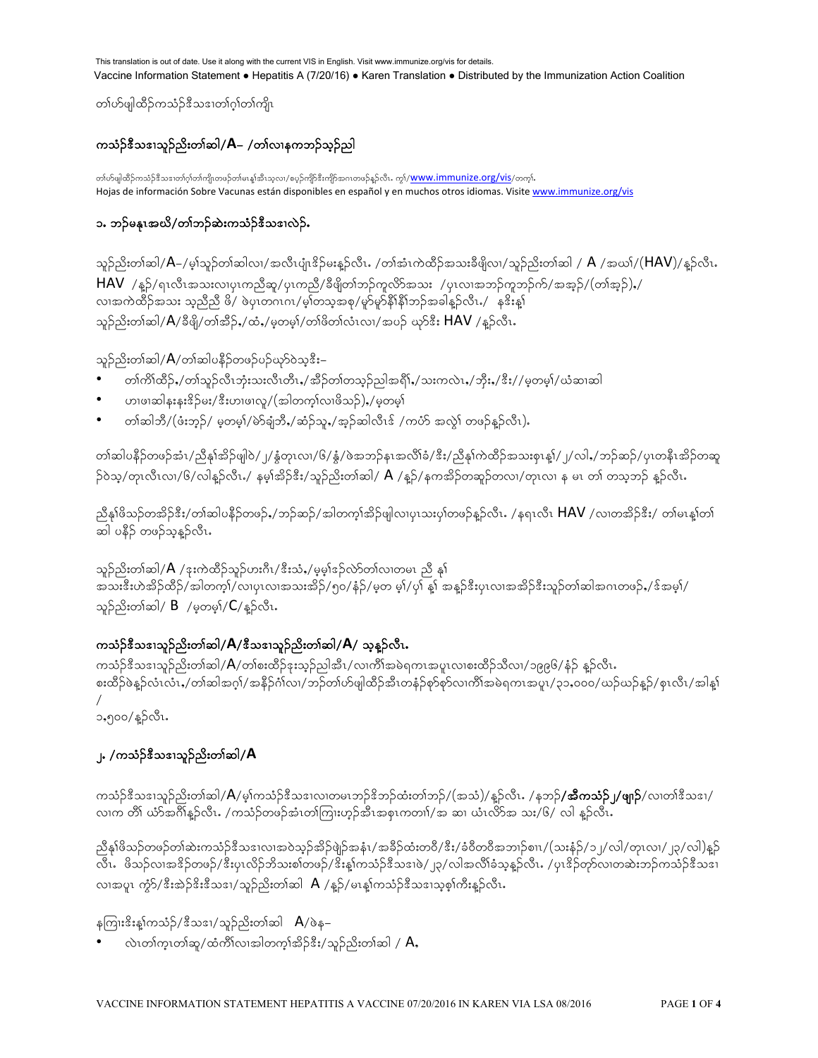This translation is out of date. Use it along with the current VIS in English. Visit www.immunize.org/vis for details.
Vaccine Information Statement ● Hepatitis A (7/20/16) ● Karen Translation ● Distributed by the Immunization Action Coalition

တၢ်ဟ်ဖျါထီဉ်ကသံဉ်ဒီသဒၢတၢ်ဂ့ၢ်တၢ်ကျိၤ

## ကသံဉ်ဒီသဒၢသူဉ်ညိးတၢ်ဆါ/A– /တၢ်လၢနကဘဉ်သ့ဉ်ညါ

တၢ်ဟ်ဖျါထီဉ်ကသံဉ်ဒီသဒၢတၢ်ဂ့ၢ်တၢ်ကျိၤတဖဉ်တၢ်မၤန့ၢ်အီၤသ့လၢ/စပ့ဉ်ကျိာ်ဒီးကျိာ်အဂၤတဖဉ်န့ဉ်လီၤ. ကွၢ်/www.immunize.org/vis/တက့ၢ်.
Hojas de información Sobre Vacunas están disponibles en español y en muchos otros idiomas. Visite www.immunize.org/vis

## ၁. ဘဉ်မနုၤအဃိ/တၢ်ဘဉ်ဆဲးကသံဉ်ဒီသဒၢလဲဉ်.

သူဉ်ညိးတၢ်ဆါ/A–/မ့ၢ်သူဉ်တၢ်ဆါလၢ/အလီၤပျံၤဒိဉ်မးန့ဉ်လီၤ. /တၢ်အံၤကဲထီဉ်အသးခီဖျိလၢ/သူဉ်ညိးတၢ်ဆါ / A /အဃၢ်/(HAV)/န့ဉ်လီၤ. HAV /န့ဉ်/ရၤလီၤအသးလၢပှၤကညီဆူ/ပှၤကညီ/ခီဖျိတၢ်ဘဉ်ကူလိာ်အသး /ပှၤလၢအဘဉ်ကူဘဉ်က်/အအ့ဉ်/(တၢ်အ့ဉ်)./ လၢအကဲထီဉ်အသး သ့ညီညီ ဖဲ/ ဖဲပှၤတဂၤဂၤ/မ့ၢ်တသ့အစု/မ့ဉ်မ့ဉ်နီၢ်နီၢ်ဘဉ်အခါန့ဉ်လီၤ./ နဒီးန့ၢ် သူဉ်ညိးတၢ်ဆါ/A/ခီဖျိ/တၢ်အီဉ်,/ထံ,/မ့တမ့ၢ်/တၢ်ဖိတၢ်လံၤလၢ/အပဉ် ယုာ်ဒီး HAV /န့ဉ်လီၤ.

သူဉ်ညိးတၢ်ဆါ/A/တၢ်ဆါပနိဉ်တဖဉ်ပဉ်ယှာ်ဝဲသ့ဒီး–

- တၢ်ကိၢ်ထီဉ်,/တၢ်သူဉ်လီၤဘှံးသးလီၤတီၤ,/အီဉ်တၢ်တသ့ဉ်ညါအရီၢ်,/သးကလဲၤ,/ဘိုး,/ဒီး//မ့တမ့ၢ်/ဃံဆၢဆါ
- ဟၢဖၢဆါနးနးဒိဉ်မး/ဒီးဟၢဖၢလူ/(အါတက့ၢ်လၢဖိသဉ်),/မ့တမ့ၢ်
- တၢ်ဆါဘီ/(ဖံးဘ့ဉ်/ မ့တမ့ၢ်/မဲာ်ချံဘီ,/ဆံဉ်သူ,/အ့ဉ်ဆါလီၤဒ် /ကပံာ် အလွဲၢ် တဖဉ်န့ဉ်လီၤ).

တၢ်ဆါပနိဉ်တဖဉ်အံၤ/ညီနၢ်အိဉ်ဖျါဝဲ/၂/နွံတုၤလၢ/၆/နွံ/ဖဲအဘဉ်နၤအလီၢ်ခံ/ဒီး/ညီနၢ်ကဲထီဉ်အသးစုၤန့ၢ်/၂/လါ,/ဘဉ်ဆဉ်/ပှၤတနီၤအိဉ်တဆူ ဉ်ဝဲသ့/တုၤလီၤလၢ/၆/လါန့ဉ်လီၤ./ နမ့ၢ်အိဉ်ဒီး/သူဉ်ညိးတၢ်ဆါ/ A /န့ဉ်/နကအိဉ်တဆူဉ်တလၢ/တုၤလၢ န မၤ တၢ် တသ့ဘဉ် န့ဉ်လီၤ.

ညီနၢ်ဖိသဉ်တအိဉ်ဒီး/တၢ်ဆါပနိဉ်တဖဉ်,/ဘဉ်ဆဉ်/အါတက့ၢ်အိဉ်ဖျါလၢပှၤသးပှၢ်တဖဉ်န့ဉ်လီၤ. /နရၤလီၤ HAV /လၢတအိဉ်ဒီး/ တၢ်မၤန့ၢ်တၢ် ဆါ ပနိဉ် တဖဉ်သ့န့ဉ်လီၤ.

သူဉ်ညိးတၢ်ဆါ/A /ဒုးကဲထီဉ်သူဉ်ဟးဂီၤ/ဒီးသံ,/မ့မ့ၢ်ဒဉ်လဲာ်တၢ်လၢတမၤ ညီ နၢ် အသးဒီးဟဲအိဉ်ထိဉ်/အါတက့ၢ်/လၢပှၤလၢအသးအိဉ်/၅၀/နံဉ်/မ့တ မ့ၢ်/ပှၢ် နၢ် အနဉ်ဒီးပှၤလၢအအိဉ်ဒီးသူဉ်တၢ်ဆါအဂၤတဖဉ်,/ဒ်အမ့ၢ်/ သူဉ်ညိးတၢ်ဆါ/ B /မ့တမ့ၢ်/C/န့ဉ်လီၤ.

## ကသံဉ်ဒီသဒၢသူဉ်ညိးတၢ်ဆါ/A/ဒီသဒၢသူဉ်ညိးတၢ်ဆါ/A/ သ့န့ဉ်လီၤ.

ကသံဉ်ဒီသဒၢသူဉ်ညိးတၢ်ဆါ/A/တၢ်စးထီဉ်ဒုးသ့ဉ်ညါအီၤ/လၢကီၢ်အမဲရကၤအပူၤလၢစးထီဉ်သိလၢ/၁၉၉၆/နံဉ် န့ဉ်လီၤ. စးထိဉ်ဖဲန့ဉ်လံၤလံၤ,/တၢ်ဆါအဂ့ၢ်/အနီဉ်ဂံၢ်လၢ/ဘဉ်တၢ်ဟ်ဖျါထီဉ်အီၤတနံဉ်စ့ာ်စ့ာ်လၢကီၢ်အမဲရကၤအပူၤ/၃၁,၀၀၀/ယဉ်ယဉ်န့ဉ်/စုၤလီၤ/အါန့ၢ်/ ၁,၅၀၀/န့ဉ်လီၤ.

## ၂. /ကသံဉ်ဒီသဒၢသူဉ်ညိးတၢ်ဆါ/A

ကသံဉ်ဒီသဒၢသူဉ်ညိးတၢ်ဆါ/A/မ့ၢ်ကသံဉ်ဒီသဒၢလၢတမၤဘဉ်ဒိဘဉ်ထံးတၢ်ဘဉ်/(အသံ)/န့ဉ်လီၤ. /နဘဉ်**/အီကသံဉ်၂/ဖျာဉ်**/လၢတၢ်ဒီသဒၢ/ လၢက တိၢ် ယံာ်အဂီၢ်န့ဉ်လီၤ. /ကသံဉ်တဖဉ်အံၤတၢ်ကြၢးဟ့ဉ်အီၤအစုၤကတၢၢ်/အ ဆၤ ယံၤလိာ်အ သး/ဖ/ လါ န့ဉ်လီၤ.

ညီနၢ်ဖိသဉ်တဖဉ်တၢ်ဆဲးကသံဉ်ဒီသဒၢလၢအဝဲသ့ဉ်အိဉ်ဖျံဉ်အနံၤ/အခီဉ်ထံးတဝီ/ဒီး/ခံဝီတဝီအဘၢဉ်စၢၤ/(သးနံဉ်/၁၂/လါ/တုၤလၢ/၂၃/လါ)န့ဉ် လီၤ. ဖိသဉ်လၢအဒိဉ်တဖဉ်/ဒီးပှၤလိဉ်ဘိသးစၢ်တဖဉ်/ဒီးန့ၢ်ကသံဉ်ဒီသဒၢဖဲ/၂၃/လါအလီၢ်ခံသ့န့ဉ်လီၤ. /ပှၤဒိဉ်တဲာ်လၢတဆဲးဘဉ်ကသံဉ်ဒီသဒၢ လၢအပူၤ ကွဲာ်/ဒီးအဲဉ်ဒိးဒီသဒၢ/သူဉ်ညိးတၢ်ဆါ A /န့ဉ်/မၤန့ၢ်ကသံဉ်ဒီသဒၢသ့စ့ၢ်ကီးန့ဉ်လီၤ.

နကြၢးဒိးန့ၢ်ကသံဉ်/ဒီသဒၢ/သူဉ်ညိးတၢ်ဆါ A/ဖဲန–

- လဲၤတၢ်က့ၤတၢ်ဆူ/ထံကီၢ်လၢအါတက့ၢ်အိဉ်ဒီး/သူဉ်ညိးတၢ်ဆါ / A,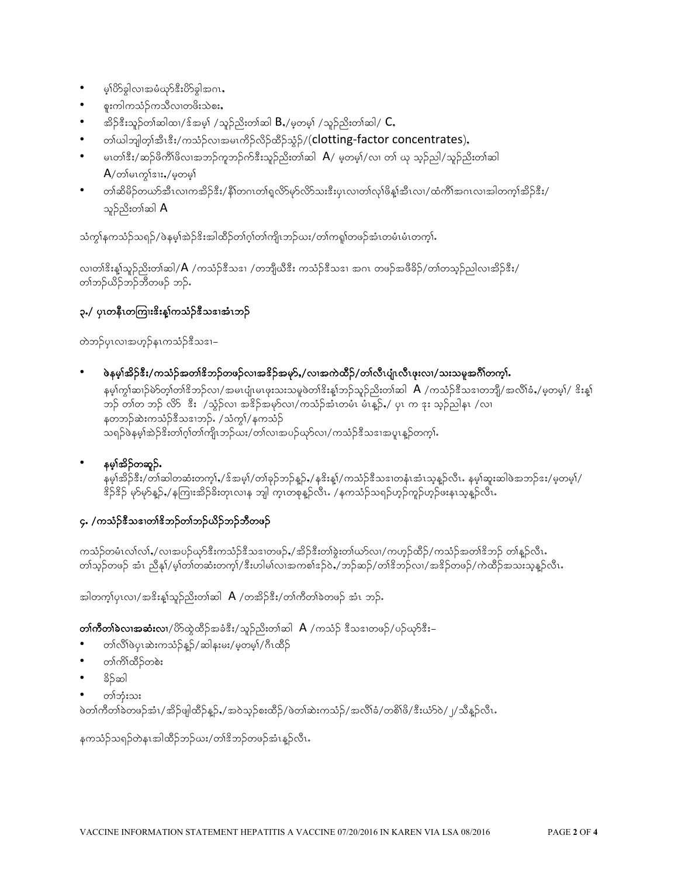- မ့ၢ်ဟိၣ်ခွါလၢအမံယှာ်ဒီးဟိၣ်ခွါအဂၤ,
- စူးကါကသံၣ်ကသီလၢတဖိးသဲစး,
- အိၣ်ဒီးသူၣ်တၢ်ဆါထၢ/ဒ်အမ့ၢ် /သူၣ်ညီးတၢ်ဆါ B,/မ့တမ့ၢ် /သူၣ်ညီးတၢ်ဆါ/ C,
- တၢ်ယါဘျါတ့ၢ်အီၤဒီး/ကသံၣ်လၢအမၤကိၣ်လိၣ်ထိၣ်သွံၣ်/(clotting-factor concentrates),
- မၤတၢ်ဒီး/ဆၣ်ဖိကိၢ်ဖိလၢအဘၣ်ကူဘၣ်က်ဒီးသူၣ်ညီးတၢ်ဆါ A/ မ့တမ့ၢ်/လၢ တၢ် ယု သ့ၣ်ညါ/သူၣ်ညီးတၢ်ဆါ A/တၢ်မၤကွၢ်ဒၢး,/မ့တမ့ၢ်
- တၢ်ဆီမိၣ်တယာ်အီၤလၢကအိၣ်ဒီး/နီၢ်တဂၤတၢ်ရှလိာ်မှာ်လိာ်သးဒီးပှၤလၢတၢ်လုၢ်ဖိန့ၢ်အီၤလၢ/ထံကိၢ်အဂၤလၢအါတက့ၢ်အိၣ်ဒီး/သူၣ်ညီးတၢ်ဆါ A

သံကွၢ်နကသံၣ်သရၣ်/ဖဲနမ့ၢ်အဲၣ်ဒိးအါထိၣ်တၢ်ဂ့ၢ်တၢ်ကျိၤဘၣ်ဃး/တၢ်ကရူၢ်တဖၣ်အံၤတမံၤမံၤတက့ၢ်.

လၢတၢ်ဒိးန့ၢ်သူၣ်ညီးတၢ်ဆါ/A /ကသံၣ်ဒီသဒၢ /တဘျီဃီဒီး ကသံၣ်ဒီသဒၢ အဂၤ တဖၣ်အဖီခိၣ်/တၢ်တသ့ၣ်ညါလၢအိၣ်ဒီး/တၢ်ဘၣ်ယိၣ်ဘၣ်ဘီတဖၣ် ဘၣ်.

## ၃./ ပှၤတနီၤတကြၢးဒိးန့ၢ်ကသံၣ်ဒီသဒၢအံၤဘၣ်

တဲဘၣ်ပှၤလၢအဟ့ၣ်နၤကသံၣ်ဒီသဒၢ–

- **ဖဲနမ့ၢ်အိၣ်ဒီး/ကသံၣ်အတၢ်ဒိဘၣ်တဖၣ်လၢအဒိၣ်အမှာ်,/လၢအကဲထိၣ်/တၢ်လီၤပျံၤလီၤဖုးလၢ/သးသမူအဂီၢ်တက့ၢ်.**
  နမ့ၢ်ကွၢ်ဆၢၣ်ဓဲာ်တ့ၢ်တၢ်ဒိဘၣ်လၢ/အမၤပျံၤမၤဖုးသးသမူဖဲတၢ်ဒိးန့ၢ်ဘၣ်သူၣ်ညီးတၢ်ဆါ A /ကသံၣ်ဒီသဒၢတဘျီ/အလီၢ်ခံ,/မ့တမ့ၢ်/ ဒိးန့ၢ်ဘၣ် တၢ်တ ဘၣ် လိာ် ဒီး /သွံၣ်လၢ အဒိၣ်အမှာ်လၢ/ကသံၣ်အံၤတမံၤ မံၤန့ၣ်,/ ပှၤ က ဒုး သ့ၣ်ညါနၤ /လၢ နတဘၣ်ဆဲးကသံၣ်ဒီသဒၢဘၣ်. /သံကွၢ်/နကသံၣ်သရၣ်ဖဲနမ့ၢ်အဲၣ်ဒိးတၢ်ဂ့ၢ်တၢ်ကျိၤဘၣ်ဃး/တၢ်လၢအပဉ်ယှာ်လၢ/ကသံၣ်ဒီသဒၢအပူၤန့ၣ်တက့ၢ်.

- **နမ့ၢ်အိၣ်တဆူၣ်.**
  နမ့ၢ်အိၣ်ဒီး/တၢ်ဆါတဆံးတက့ၢ်,/ဒ်အမ့ၢ်/တၢ်ခုၣ်ဘၣ်နူၣ်,/နဒိးန့ၢ်/ကသံၣ်ဒီသဒၢတနံၤအံၤသ့န့ၣ်လီၤ. နမ့ၢ်ဆူးဆါဖဲအဘၣ်ဒး/မ့တမ့ၢ်/ဒိၣ်ဒိၣ် မှာ်မှာ်န့ၣ်,/နကြၢးအိၣ်ခိးတ့ၤလၢန ဘျါ က့ၤတစုန့ၣ်လီၤ. /နကသံၣ်သရၣ်ဟ့ၣ်ကူၣ်ဟ့ၣ်ဖးနၤသ့န့ၣ်လီၤ.

## ၄. /ကသံၣ်ဒီသဒၢတၢ်ဒိဘၣ်တၢ်ဘၣ်ယိၣ်ဘၣ်ဘီတဖၣ်

ကသံၣ်တမံၤလၢ်လၢ်,/လၢအပဉ်ယှာ်ဒီးကသံၣ်ဒီသဒၢတဖၣ်,/အိၣ်ဒီးတၢ်ခွဲးတၢ်ယာ်လၢ/ကဟ့ၣ်ထိၣ်/ကသံၣ်အတၢ်ဒိဘၣ် တၢ်န့ၣ်လီၤ. တၢ်သ့ၣ်တဖၣ် အံၤ ညီနှၢ်/မ့ၢ်တၢ်တဆံးတက့ၢ်/ဒီးဟါမ်ၢ်လၢအကစၢ်ဒၣ်ဝဲ,/ဘၣ်ဆၣ်/တၢ်ဒိဘၣ်လၢ/အဒိၣ်တဖၣ်/ကဲထိၣ်အသးသ့န့ၣ်လီၤ.

အါတက့ၢ်ပှၤလၢ/အဒိးန့ၢ်သူၣ်ညီးတၢ်ဆါ A /တအိၣ်ဒီး/တၢ်ကီတၢ်ခဲတဖၣ် အံၤ ဘၣ်.

**တၢ်ကီတၢ်ခဲလၢအဆံးလၢ**/ဟ်ထွဲထိၣ်အခံဒီး/သူၣ်ညီးတၢ်ဆါ A /ကသံၣ် ဒီသဒၢတဖၣ်/ပဉ်ယှာ်ဒီး–

- တၢ်လီၢ်ဖဲပှၤဆဲးကသံၣ်နူၣ်/ဆါနးမး/မ့တမ့ၢ်/ဂီၤထိၣ်
- တၢ်ကိၢ်ထိၣ်တစဲး
- ခိၣ်ဆါ
- တၢ်ဘုံးသး

ဖဲတၢ်ကီတၢ်ခဲတဖၣ်အံၤ/အိၣ်ဖျါထိၣ်နူၣ်,/အဝဲသ့ၣ်စးထိၣ်/ဖဲတၢ်ဆဲးကသံၣ်/အလီၢ်ခံ/တစိၢ်ဖိ/ဒီးယံာ်ဝဲ/၂/သီန့ၣ်လီၤ.

နကသံၣ်သရၣ်တဲနၤအါထိၣ်ဘၣ်ဃး/တၢ်ဒိဘၣ်တဖၣ်အံၤန့ၣ်လီၤ.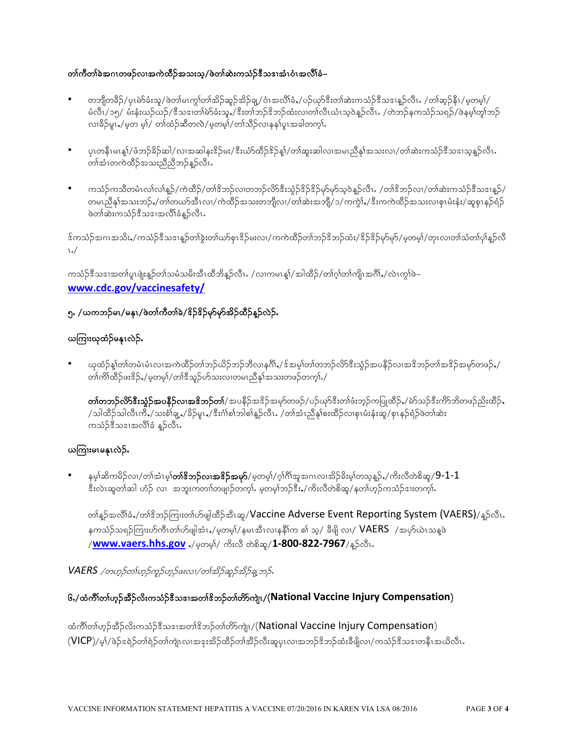**တၢ်ကီတၢ်ခဲအဂၤတဖဲၣ်လၢအကဲထီၣ်အသးသ့/ဖဲတၢ်ဆဲးကသံၣ်ဒီသဒၢအံၤဝံၤအလီၢ်ခံ–**

- တဘျီတခီၣ်/ပှၤမဲာ်ခံးသူ/ဖဲတၢ်မၤကွၢ်တၢ်အိၣ်ဆူၣ်အိၣ်ချ့/ဝံၤအလီၢ်ခံ,/ပၣ်ယှာ်ဒီးတၢ်ဆဲးကသံၣ်ဒီသဒၢန့ၣ်လီၤ. /တၢ်ဆ့ၣ်နီၤ/မ့တမ့ၢ်/မံလီၤ/၁၅/ မံးနံးယဉ်ယဉ်/ဒီသဒၢတၢ်မဲာ်ခံးသူ,/ဒီးတၢ်ဘၣ်ဒိဘၣ်ထံးလၢတၢ်လီၤယံၤသ့ဝဲန့ၣ်လီၤ. /တဲဘၣ်နကသံၣ်သရၣ်/ဖဲနမ့ၢ်တူၢ်ဘၣ်လၢခိၣ်မူၤ,/မ့တ မ့ၢ်/ တၢ်ထံၣ်ဆီတလဲ/မ့တမ့ၢ်/တၢ်သိၣ်လၢနနၢ်ပူၤအခါတက့ၢ်.

- ပှၤတနီၤမၤန့ၢ်/ဖံဘၣ်ခိၣ်ဆါ/လၢအဆါနးဒိၣ်မး/ဒီးယံာ်ထိၣ်ဒိၣ်န့ၢ်/တၢ်ဆူးဆါလၢအမၤညီနှၢ်အသးလၢ/တၢ်ဆဲးကသံၣ်ဒီသဒၢသ့န့ၣ်လီၤ. တၢ်အံၤတကဲထိၣ်အသးညီညီဘၣ်န့ၣ်လီၤ.

- ကသံၣ်ကသီတမံၤလၢ်လၢ်န့ၣ်/ကဲထိၣ်/တၢ်ဒိဘၣ်လၢတဘၣ်လိာ်ဒီးသွံၣ်ဒိၣ်ဒိၣ်မုာ်မုာ်သ့ဝဲန့ၣ်လီၤ. /တၢ်ဒိဘၣ်လၢ/တၢ်ဆဲးကသံၣ်ဒီသဒၢန့ၣ်/တမၤညီနှၢ်အသးဘၣ်,/တၢ်တယာ်အီၤလၢ/ကဲထိၣ်အသးတဘျီလၢ/တၢ်ဆဲးအဘျီ/၁/ကကွဲၢ်,/ဒီးကကဲထိၣ်အသးလၢစှၤမံးနံး/ဆူစှၤနၣ်ရံၣ်ဖဲတၢ်ဆဲးကသံၣ်ဒီသဒၢအလီၢ်ခံန့ၣ်လီၤ.

ဒ်ကသံၣ်အဂၤအသိး,/ကသံၣ်ဒီသဒၢန့ၣ်တၢ်ခွဲးတၢ်ယာ်စှၤဒိၣ်မးလၢ/ကကဲထိၣ်တၢ်ဘၣ်ဒိဘၣ်ထံး/ဒိၣ်ဒိၣ်မုာ်မုာ်/မ့တမ့ၢ်/တုၤလၢတၢ်သံတၢ်ပှၢ်န့ၣ်လီၤ./

ကသံၣ်ဒီသဒၢအတၢ်ပူၤဖျဲးန့ၣ်တၢ်သမံသမိးအီၤထိဘိန့ၣ်လီၤ. /လၢကမၤန့ၢ်/အါထိၣ်/တၢ်ဂ့ၢ်တၢ်ကျိၤအဂီၢ်,/လဲၤကွၢ်ဖဲ–
**www.cdc.gov/vaccinesafety/**

## ၅. /ယကဘၣ်မၤ/မနုၤ/ဖဲတၢ်ကီတၢ်ခဲ/ဒိၣ်ဒိၣ်မုာ်မုာ်အိၣ်ထိၣ်န့ၣ်လဲၣ်.

### ယကြၢးဃုထံၣ်မနုၤလဲၣ်.

- ဃုထံၣ်နှၢ်တၢ်တမံၤမံၤလၢအကဲထိၣ်တၢ်ဘၣ်ယိၣ်ဘၣ်ဘီလၢနဂီၢ်,/ဒ်အမ့ၢ်တၢ်တဘၣ်လိာ်ဒီးသွံၣ်အပနိၣ်လၢအဒိဘၣ်တၢ်အဒိၣ်အမုာ်တဖဉ်,/တၢ်ကိၢ်ထိၣ်ဖးဒိၣ်,/မ့တမ့ၢ်/တၢ်ဒိသူၣ်ဟ်သးလၢတမၤညီနှၢ်အသးတဖဉ်တက့ၢ်./

  **တၢ်တဘၣ်လိာ်ဒီးသွံၣ်အပနိၣ်လၢအဒိဘၣ်တၢ်**/အပနိၣ်အဒိၣ်အမုာ်တဖဉ်/ပၣ်ယှာ်ဒီးတၢ်ဖံးဘ့ၣ်ကပြုထိၣ်,/မဲာ်သၣ်ဒီးကိာ်ဘိတဖဉ်ညိးထိၣ်,/သါထိၣ်သါလီၤကီ,/သးစံၢ်ချ့,/ခိၣ်မူၤ,/ဒီးဂံၢ်စၢ်ဘါစၢ်န့ၣ်လီၤ. /တၢ်အံၤညီနှၢ်စးထိၣ်လၢစှၤမံးနံးဆူ/စှၤနၣ်ရံၣ်ဖဲတၢ်ဆဲးကသံၣ်ဒီသဒၢအလီၢ်ခံ န့ၣ်လီၤ.

### ယကြၢးမၤမနုၤလဲၣ်.

- နမ့ၢ်ဆိကမိၣ်လၢ/တၢ်အံၤမ့ၢ်**တၢ်ဒိဘၣ်လၢအဒိၣ်အမုာ်**/မ့တမ့ၢ်/ဂ့ၢ်ဂီၢ်အူအဂၤလၢအိၣ်ခိးမ့ၢ်တသ့န့ၣ်,/ကိးလီတဲစိဆူ/9-1-1 ဒီးလဲၤဆူတၢ်ဆါ ဟံၣ် လၢ အဘူးကတၢၢ်တဖျၢၣ်တက့ၢ်. မ့တမ့ၢ်ဘၣ်ဒီး,/ကိးလီတဲစိဆူ/နတၢ်ဟ့ၣ်ကသံၣ်ဒၢးတက့ၢ်.

  တၢ်န့ၣ်အလီၢ်ခံ,/တၢ်ဒိဘၣ်ကြၢးတၢ်ဟ်ဖျါထိၣ်အီၤဆူ/Vaccine Adverse Event Reporting System (VAERS)/န့ၣ်လီၤ. နကသံၣ်သရၣ်ကြၢးဟ်ကီၤတၢ်ဟ်ဖျါအံၤ,/မ့တမ့ၢ်/နမၤအီၤလၢနနီၢ်က စၢ် သ့/ ဒီဖျိ လၢ/ VAERS /အပှာ်ယဲၤသန့ဖဲ/**www.vaers.hhs.gov** ./မ့တမ့ၢ်/ ကိးလီ တဲစိဆူ/**1-800-822-7967**/န့ၣ်လီၤ.

*VAERS /တဟ့ၣ်တၢ်ဟ့ၣ်ကူၣ်ဟ့ၣ်ဖးလၢ/တၢ်အိၣ်ဆူၣ်အိၣ်ချ့ဘၣ်.*

## ၆./ထံကီၢ်တၢ်ဟ့ၣ်အီၣ်လီးကသံၣ်ဒီသဒၢအတၢ်ဒိဘၣ်တၢ်တိာ်ကျဲၤ/(National Vaccine Injury Compensation)

ထံကီၢ်တၢ်ဟ့ၣ်အီၣ်လီးကသံၣ်ဒီသဒၢအတၢ်ဒိဘၣ်တၢ်တိာ်ကျဲၤ/(National Vaccine Injury Compensation) (VICP)/မ့ၢ်/ဖဲၣ်ဒရဲၣ်တၢ်ရဲၣ်တၢ်ကျဲၤလၢအဒုးအိၣ်ထိၣ်တၢ်အိၣ်လီးဆူပှၤလၢအဘၣ်ဒိဘၣ်ထံးခီဖျိလၢ/ကသံၣ်ဒီသဒၢတနီၤအယိလီၤ.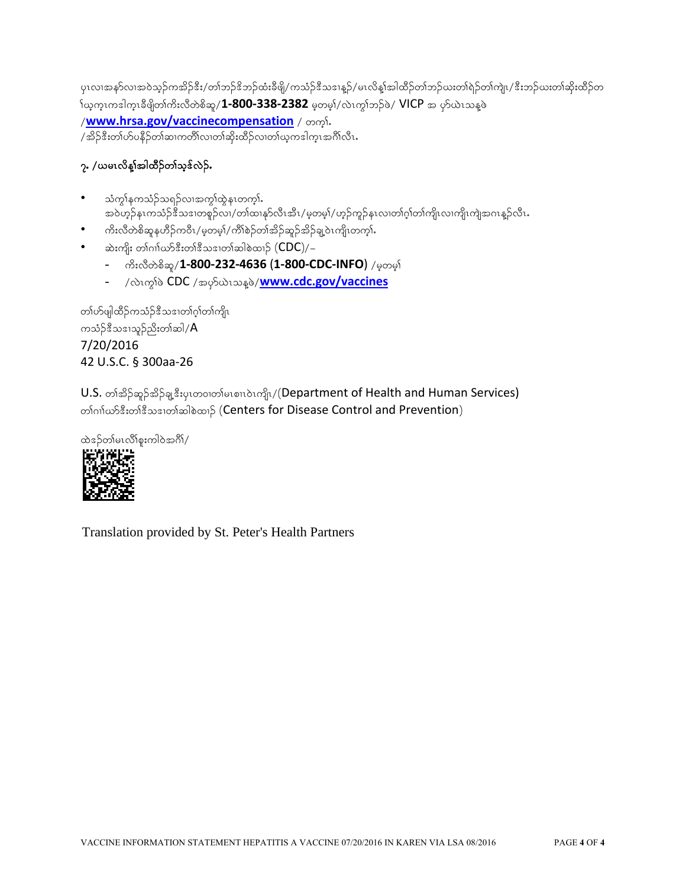ပှၤလၢအနာ်လၢအဝဲသ့ၣ်ကအိၣ်ဒီး/တၢ်ဘၣ်ဒိဘၣ်ထံးခီဖျိ/ကသံၣ်ဒီသဒၢန့ၣ်/မၤလိန့ၢ်အါထီၣ်တၢ်ဘၣ်ဃးတၢ်ရဲၣ်တၢ်ကျဲၤ/ဒီးဘၣ်ဃးတၢ်ဆိုးထိၣ်တ ၢ်ဃ့က့ၤကဒါက့ၤခီဖျိတၢ်ကိးလီတဲစိဆူ/**1-800-338-2382** မ့တမ့ၢ်/လဲၤကွၢ်ဘၣ်ဖဲ/ VICP အ ပှာ်ယဲၤသန့ဖဲ /**[www.hrsa.gov/vaccinecompensation](http://www.hrsa.gov/vaccinecompensation)** / တက့ၢ်.
/အိၣ်ဒီးတၢ်ဟ်ပနီၣ်တၢ်ဆၢကတီၢ်လၢတၢ်ဆိုးထိၣ်လၢတၢ်ဃ့ကဒါက့ၤအဂီၢ်လီၤ.

## ၇. /ယမၤလိန့ၢ်အါထီၣ်တၢ်သ့ဒ်လဲၣ်.

- သံကွၢ်နကသံၣ်သရၣ်လၢအကွၢ်ထွဲနၤတက့ၢ်.
  အဝဲဟ့ၣ်နၤကသံၣ်ဒီသဒၢတစူၣ်လၢ/တၢ်ထၢနာ်လီၤအီၤ/မ့တမ့ၢ်/ဟ့ၣ်ကူၣ်နၤလၢတၢ်ဂ့ၢ်တၢ်ကျိၤလၢကျိၤကျဲအဂၤန့ၣ်လီၤ.
- ကိးလီတဲစိဆူနဟီၣ်ကဝီၤ/မ့တမ့ၢ်/ကီၢ်စဲၣ်တၢ်အိၣ်ဆူၣ်အိၣ်ချ့ဝဲၤကျိၤတက့ၢ်.
- ဆဲးကျိး တၢ်ဂၢ်ဃာ်ဒီးတၢ်ဒီသဒၢတၢ်ဆါစဲထၢၣ် (CDC)/–
  - ကိးလီတဲစိဆူ/**1-800-232-4636** (**1-800-CDC-INFO**) /မ့တမ့ၢ်
  - /လဲၤကွၢ်ဖဲ CDC /အပှာ်ယဲၤသန့ဖဲ/**[www.cdc.gov/vaccines](http://www.cdc.gov/vaccines)**

တၢ်ဟ်ဖျါထိၣ်ကသံၣ်ဒီသဒၢတၢ်ဂ့ၢ်တၢ်ကျိၤ
ကသံၣ်ဒီသဒၢသူၣ်ညီးတၢ်ဆါ/A
7/20/2016
42 U.S.C. § 300aa-26

U.S. တၢ်အိၣ်ဆူၣ်အိၣ်ချ့ဒီးပှၤတဝၢတၢ်မၤစၢၤဝဲၤကျိၤ/(Department of Health and Human Services)
တၢ်ဂၢ်ဃာ်ဒီးတၢ်ဒီသဒၢတၢ်ဆါစဲထၢၣ် (Centers for Disease Control and Prevention)

ထဲၣ်တၢ်မၤလိၢ်စူးကါဝဲအဂီၢ်/

Translation provided by St. Peter's Health Partners